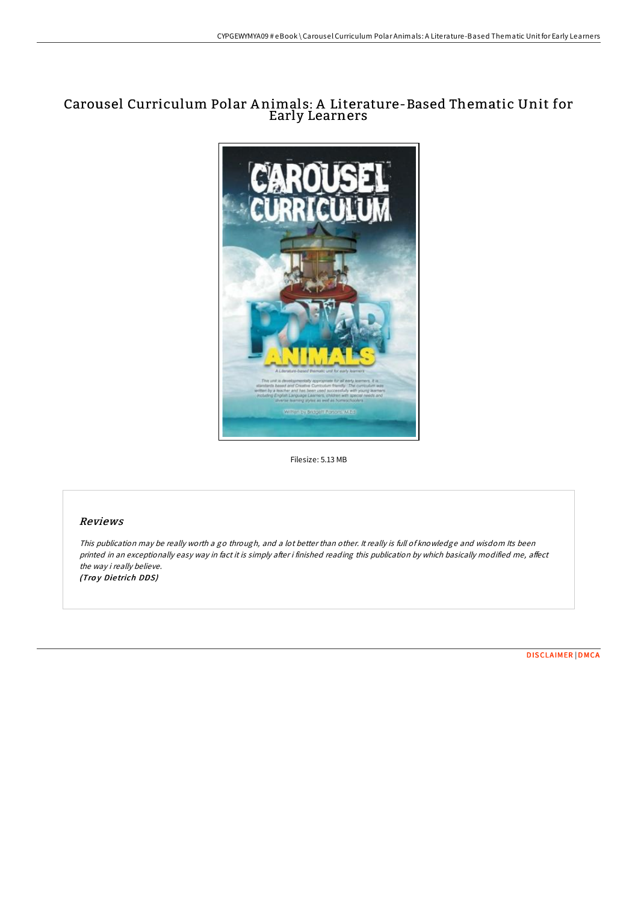# Carousel Curriculum Polar Animals: A Literature-Based Thematic Unit for Early Learners

Filesize: 5.13 MB

## *Reviews*

*This publication may be really worth a go through, and a lot better than other. It really is full of knowledge and wisdom Its been printed in an exceptionally easy way in fact it is simply after i finished reading this publication by which basically modified me, affect the way i really believe.*
***(Troy Dietrich DDS)***

DISCLAIMER | DMCA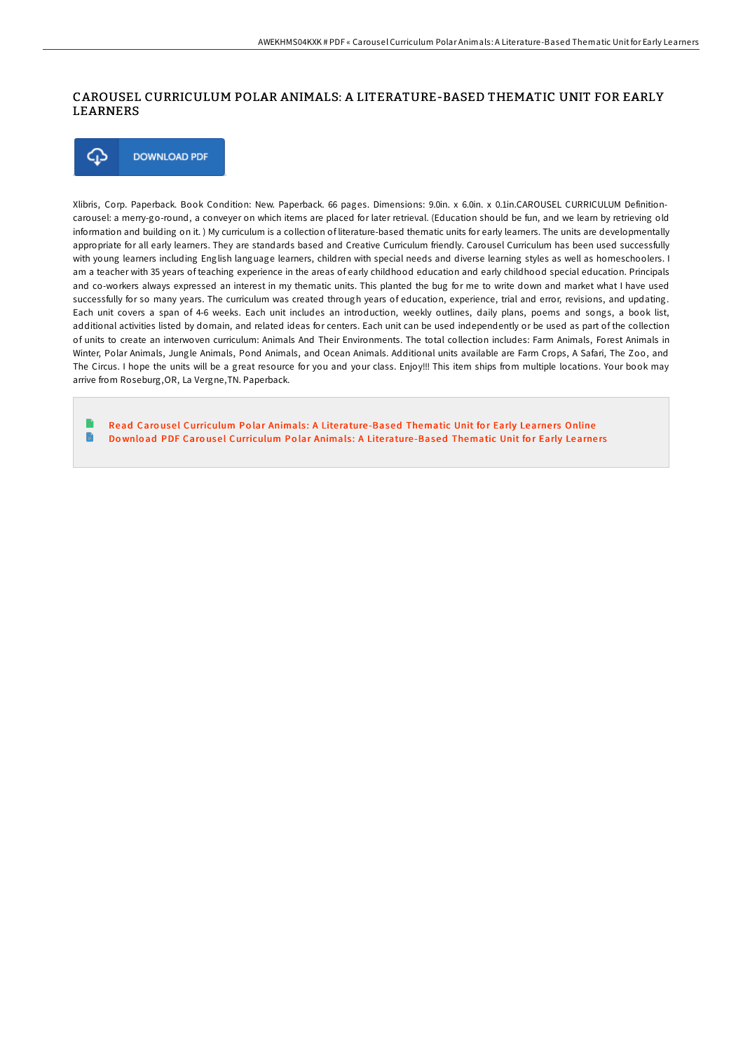# CAROUSEL CURRICULUM POLAR ANIMALS: A LITERATURE-BASED THEMATIC UNIT FOR EARLY LEARNERS

DOWNLOAD PDF

Xlibris, Corp. Paperback. Book Condition: New. Paperback. 66 pages. Dimensions: 9.0in. x 6.0in. x 0.1in.CAROUSEL CURRICULUM Definition-carousel: a merry-go-round, a conveyer on which items are placed for later retrieval. (Education should be fun, and we learn by retrieving old information and building on it. ) My curriculum is a collection of literature-based thematic units for early learners. The units are developmentally appropriate for all early learners. They are standards based and Creative Curriculum friendly. Carousel Curriculum has been used successfully with young learners including English language learners, children with special needs and diverse learning styles as well as homeschoolers. I am a teacher with 35 years of teaching experience in the areas of early childhood education and early childhood special education. Principals and co-workers always expressed an interest in my thematic units. This planted the bug for me to write down and market what I have used successfully for so many years. The curriculum was created through years of education, experience, trial and error, revisions, and updating. Each unit covers a span of 4-6 weeks. Each unit includes an introduction, weekly outlines, daily plans, poems and songs, a book list, additional activities listed by domain, and related ideas for centers. Each unit can be used independently or be used as part of the collection of units to create an interwoven curriculum: Animals And Their Environments. The total collection includes: Farm Animals, Forest Animals in Winter, Polar Animals, Jungle Animals, Pond Animals, and Ocean Animals. Additional units available are Farm Crops, A Safari, The Zoo, and The Circus. I hope the units will be a great resource for you and your class. Enjoy!!! This item ships from multiple locations. Your book may arrive from Roseburg,OR, La Vergne,TN. Paperback.

- Read Carousel Curriculum Polar Animals: A Literature-Based Thematic Unit for Early Learners Online
- Download PDF Carousel Curriculum Polar Animals: A Literature-Based Thematic Unit for Early Learners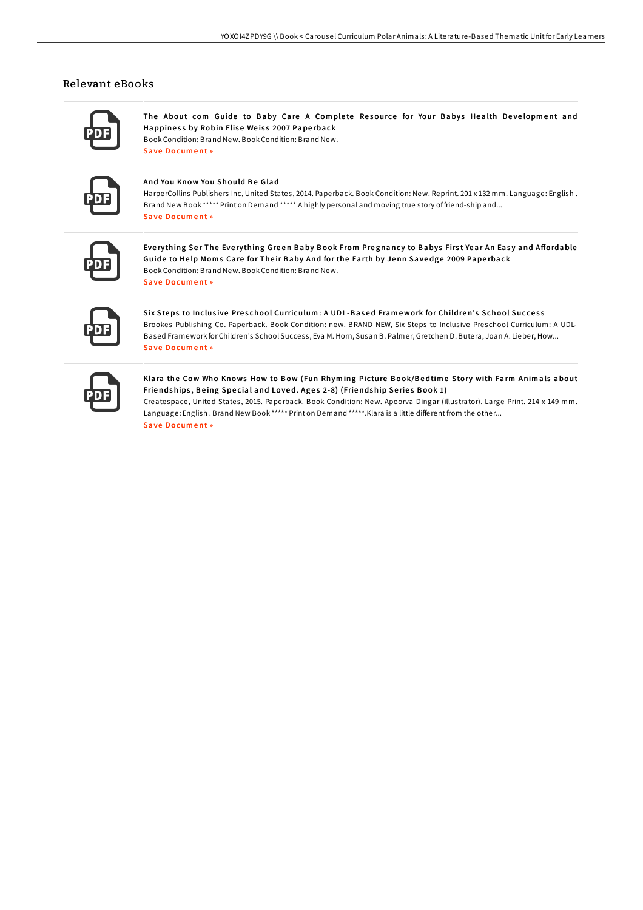## Relevant eBooks

**The About com Guide to Baby Care A Complete Resource for Your Babys Health Development and Happiness by Robin Elise Weiss 2007 Paperback**

Book Condition: Brand New. Book Condition: Brand New.

Save Document »

**And You Know You Should Be Glad**

HarperCollins Publishers Inc, United States, 2014. Paperback. Book Condition: New. Reprint. 201 x 132 mm. Language: English . Brand New Book ***** Print on Demand *****.A highly personal and moving true story of friend-ship and...

Save Document »

**Everything Ser The Everything Green Baby Book From Pregnancy to Babys First Year An Easy and Affordable Guide to Help Moms Care for Their Baby And for the Earth by Jenn Savedge 2009 Paperback**

Book Condition: Brand New. Book Condition: Brand New.

Save Document »

**Six Steps to Inclusive Preschool Curriculum: A UDL-Based Framework for Children's School Success**

Brookes Publishing Co. Paperback. Book Condition: new. BRAND NEW, Six Steps to Inclusive Preschool Curriculum: A UDL-Based Framework for Children's School Success, Eva M. Horn, Susan B. Palmer, Gretchen D. Butera, Joan A. Lieber, How...

Save Document »

**Klara the Cow Who Knows How to Bow (Fun Rhyming Picture Book/Bedtime Story with Farm Animals about Friendships, Being Special and Loved. Ages 2-8) (Friendship Series Book 1)**

Createspace, United States, 2015. Paperback. Book Condition: New. Apoorva Dingar (illustrator). Large Print. 214 x 149 mm. Language: English . Brand New Book ***** Print on Demand *****.Klara is a little different from the other...

Save Document »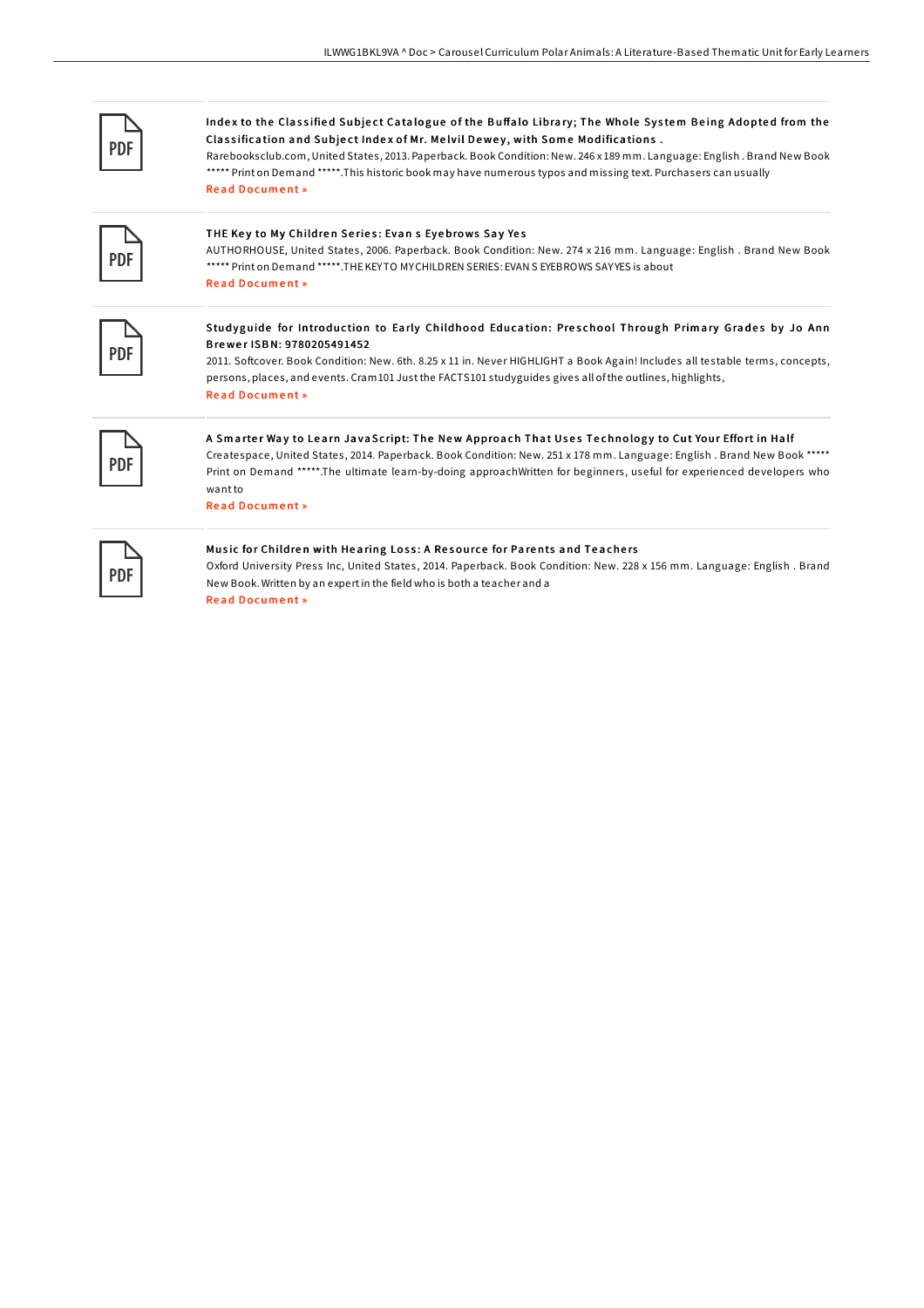**Index to the Classified Subject Catalogue of the Buffalo Library; The Whole System Being Adopted from the Classification and Subject Index of Mr. Melvil Dewey, with Some Modifications .**

Rarebooksclub.com, United States, 2013. Paperback. Book Condition: New. 246 x 189 mm. Language: English . Brand New Book ***** Print on Demand *****.This historic book may have numerous typos and missing text. Purchasers can usually

Read Document »

**THE Key to My Children Series: Evan s Eyebrows Say Yes**

AUTHORHOUSE, United States, 2006. Paperback. Book Condition: New. 274 x 216 mm. Language: English . Brand New Book ***** Print on Demand *****.THE KEY TO MY CHILDREN SERIES: EVAN S EYEBROWS SAY YES is about

Read Document »

**Studyguide for Introduction to Early Childhood Education: Preschool Through Primary Grades by Jo Ann Brewer ISBN: 9780205491452**

2011. Softcover. Book Condition: New. 6th. 8.25 x 11 in. Never HIGHLIGHT a Book Again! Includes all testable terms, concepts, persons, places, and events. Cram101 Just the FACTS101 studyguides gives all of the outlines, highlights,

Read Document »

**A Smarter Way to Learn JavaScript: The New Approach That Uses Technology to Cut Your Effort in Half**

Createspace, United States, 2014. Paperback. Book Condition: New. 251 x 178 mm. Language: English . Brand New Book ***** Print on Demand *****.The ultimate learn-by-doing approachWritten for beginners, useful for experienced developers who want to

Read Document »

**Music for Children with Hearing Loss: A Resource for Parents and Teachers**

Oxford University Press Inc, United States, 2014. Paperback. Book Condition: New. 228 x 156 mm. Language: English . Brand New Book. Written by an expert in the field who is both a teacher and a

Read Document »